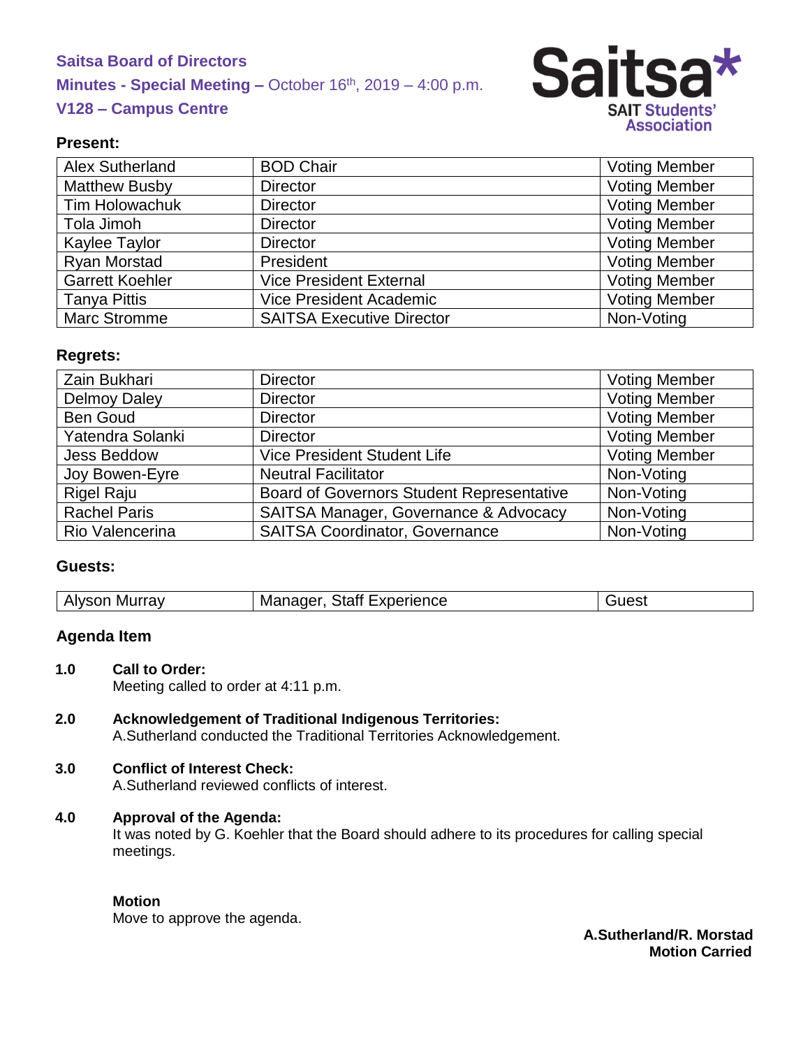**Saitsa Board of Directors**

**Minutes - Special Meeting –** October 16th, 2019 – 4:00 p.m.

**V128 – Campus Centre**

### Present:

| | | |
|---|---|---|
| Alex Sutherland | BOD Chair | Voting Member |
| Matthew Busby | Director | Voting Member |
| Tim Holowachuk | Director | Voting Member |
| Tola Jimoh | Director | Voting Member |
| Kaylee Taylor | Director | Voting Member |
| Ryan Morstad | President | Voting Member |
| Garrett Koehler | Vice President External | Voting Member |
| Tanya Pittis | Vice President Academic | Voting Member |
| Marc Stromme | SAITSA Executive Director | Non-Voting |

### Regrets:

| | | |
|---|---|---|
| Zain Bukhari | Director | Voting Member |
| Delmoy Daley | Director | Voting Member |
| Ben Goud | Director | Voting Member |
| Yatendra Solanki | Director | Voting Member |
| Jess Beddow | Vice President Student Life | Voting Member |
| Joy Bowen-Eyre | Neutral Facilitator | Non-Voting |
| Rigel Raju | Board of Governors Student Representative | Non-Voting |
| Rachel Paris | SAITSA Manager, Governance & Advocacy | Non-Voting |
| Rio Valencerina | SAITSA Coordinator, Governance | Non-Voting |

### Guests:

| | | |
|---|---|---|
| Alyson Murray | Manager, Staff Experience | Guest |

### Agenda Item

**1.0 Call to Order:**
Meeting called to order at 4:11 p.m.

**2.0 Acknowledgement of Traditional Indigenous Territories:**
A.Sutherland conducted the Traditional Territories Acknowledgement.

**3.0 Conflict of Interest Check:**
A.Sutherland reviewed conflicts of interest.

**4.0 Approval of the Agenda:**
It was noted by G. Koehler that the Board should adhere to its procedures for calling special meetings.

**Motion**
Move to approve the agenda.

**A.Sutherland/R. Morstad**
**Motion Carried**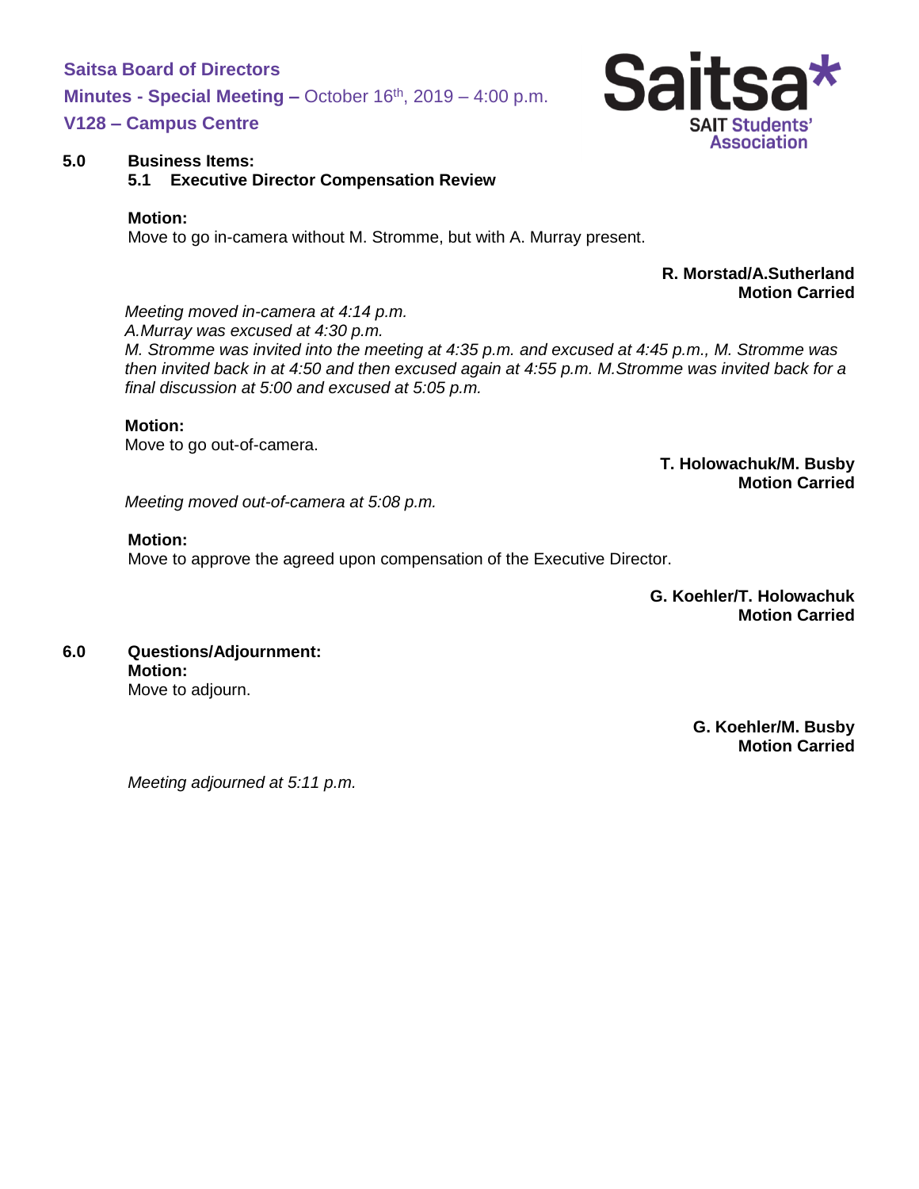**Saitsa Board of Directors**
**Minutes - Special Meeting –** October 16th, 2019 – 4:00 p.m.
**V128 – Campus Centre**

## 5.0 Business Items:

### 5.1 Executive Director Compensation Review

**Motion:**
Move to go in-camera without M. Stromme, but with A. Murray present.

**R. Morstad/A.Sutherland**
**Motion Carried**

*Meeting moved in-camera at 4:14 p.m.*
*A.Murray was excused at 4:30 p.m.*
*M. Stromme was invited into the meeting at 4:35 p.m. and excused at 4:45 p.m., M. Stromme was then invited back in at 4:50 and then excused again at 4:55 p.m. M.Stromme was invited back for a final discussion at 5:00 and excused at 5:05 p.m.*

**Motion:**
Move to go out-of-camera.

**T. Holowachuk/M. Busby**
**Motion Carried**

*Meeting moved out-of-camera at 5:08 p.m.*

**Motion:**
Move to approve the agreed upon compensation of the Executive Director.

**G. Koehler/T. Holowachuk**
**Motion Carried**

## 6.0 Questions/Adjournment:

**Motion:**
Move to adjourn.

**G. Koehler/M. Busby**
**Motion Carried**

*Meeting adjourned at 5:11 p.m.*